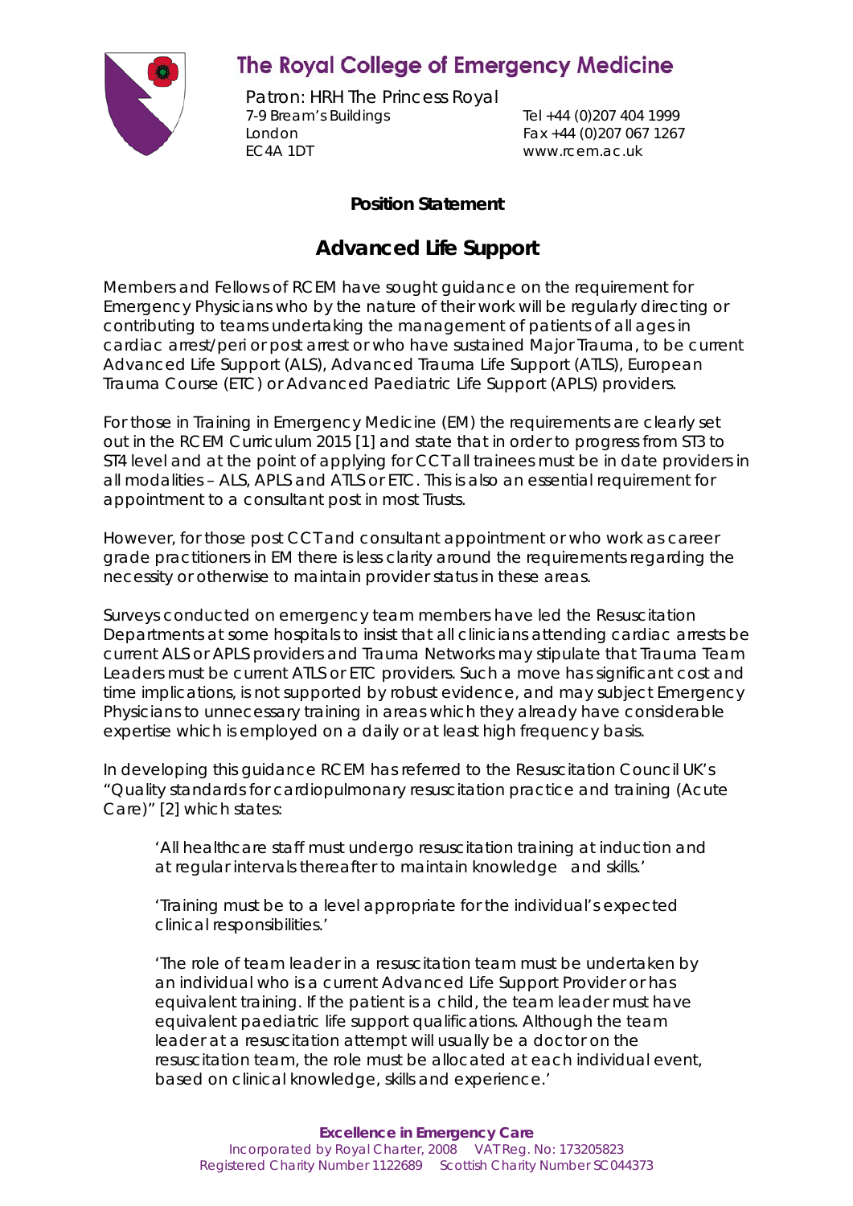# The Royal College of Emergency Medicine

Patron: HRH The Princess Royal
7-9 Bream's Buildings
London
EC4A 1DT

Tel +44 (0)207 404 1999
Fax +44 (0)207 067 1267
www.rcem.ac.uk

**Position Statement**

## Advanced Life Support

Members and Fellows of RCEM have sought guidance on the requirement for Emergency Physicians who by the nature of their work will be regularly directing or contributing to teams undertaking the management of patients of all ages in cardiac arrest/peri or post arrest or who have sustained Major Trauma, to be current Advanced Life Support (ALS), Advanced Trauma Life Support (ATLS), European Trauma Course (ETC) or Advanced Paediatric Life Support (APLS) providers.

For those in Training in Emergency Medicine (EM) the requirements are clearly set out in the RCEM Curriculum 2015 [1] and state that in order to progress from ST3 to ST4 level and at the point of applying for CCT all trainees must be in date providers in all modalities – ALS, APLS and ATLS or ETC. This is also an essential requirement for appointment to a consultant post in most Trusts.

However, for those post CCT and consultant appointment or who work as career grade practitioners in EM there is less clarity around the requirements regarding the necessity or otherwise to maintain provider status in these areas.

Surveys conducted on emergency team members have led the Resuscitation Departments at some hospitals to insist that all clinicians attending cardiac arrests be current ALS or APLS providers and Trauma Networks may stipulate that Trauma Team Leaders must be current ATLS or ETC providers. Such a move has significant cost and time implications, is not supported by robust evidence, and may subject Emergency Physicians to unnecessary training in areas which they already have considerable expertise which is employed on a daily or at least high frequency basis.

In developing this guidance RCEM has referred to the Resuscitation Council UK's "Quality standards for cardiopulmonary resuscitation practice and training (Acute Care)" [2] which states:

> 'All healthcare staff must undergo resuscitation training at induction and at regular intervals thereafter to maintain knowledge and skills.'
>
> 'Training must be to a level appropriate for the individual's expected clinical responsibilities.'
>
> 'The role of team leader in a resuscitation team must be undertaken by an individual who is a current Advanced Life Support Provider or has equivalent training. If the patient is a child, the team leader must have equivalent paediatric life support qualifications. Although the team leader at a resuscitation attempt will usually be a doctor on the resuscitation team, the role must be allocated at each individual event, based on clinical knowledge, skills and experience.'

**Excellence in Emergency Care**
Incorporated by Royal Charter, 2008 VAT Reg. No: 173205823
Registered Charity Number 1122689 Scottish Charity Number SC044373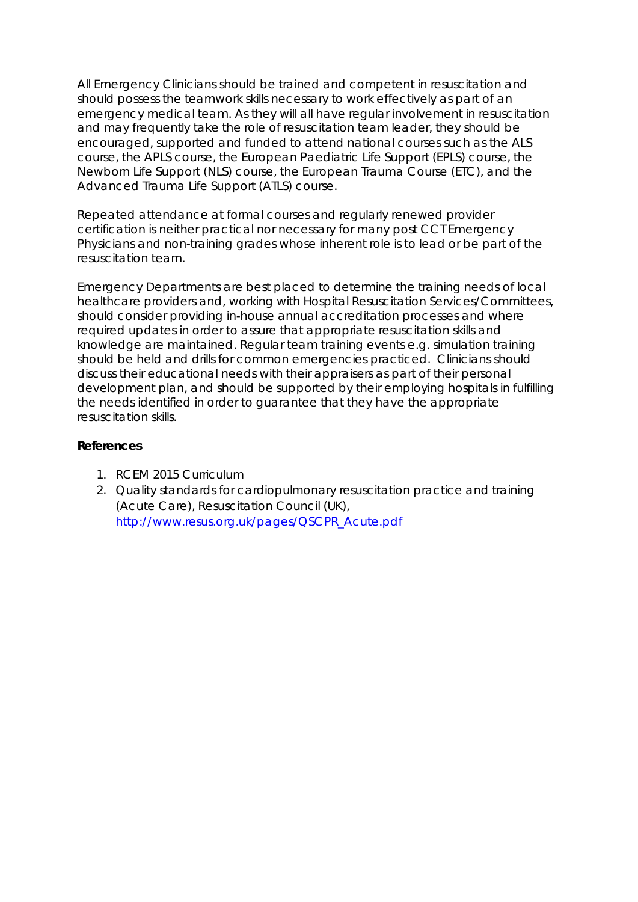All Emergency Clinicians should be trained and competent in resuscitation and should possess the teamwork skills necessary to work effectively as part of an emergency medical team. As they will all have regular involvement in resuscitation and may frequently take the role of resuscitation team leader, they should be encouraged, supported and funded to attend national courses such as the ALS course, the APLS course, the European Paediatric Life Support (EPLS) course, the Newborn Life Support (NLS) course, the European Trauma Course (ETC), and the Advanced Trauma Life Support (ATLS) course.

Repeated attendance at formal courses and regularly renewed provider certification is neither practical nor necessary for many post CCT Emergency Physicians and non-training grades whose inherent role is to lead or be part of the resuscitation team.

Emergency Departments are best placed to determine the training needs of local healthcare providers and, working with Hospital Resuscitation Services/Committees, should consider providing in-house annual accreditation processes and where required updates in order to assure that appropriate resuscitation skills and knowledge are maintained. Regular team training events e.g. simulation training should be held and drills for common emergencies practiced. Clinicians should discuss their educational needs with their appraisers as part of their personal development plan, and should be supported by their employing hospitals in fulfilling the needs identified in order to guarantee that they have the appropriate resuscitation skills.

**References**

1. RCEM 2015 Curriculum
2. Quality standards for cardiopulmonary resuscitation practice and training (Acute Care), Resuscitation Council (UK), http://www.resus.org.uk/pages/QSCPR_Acute.pdf